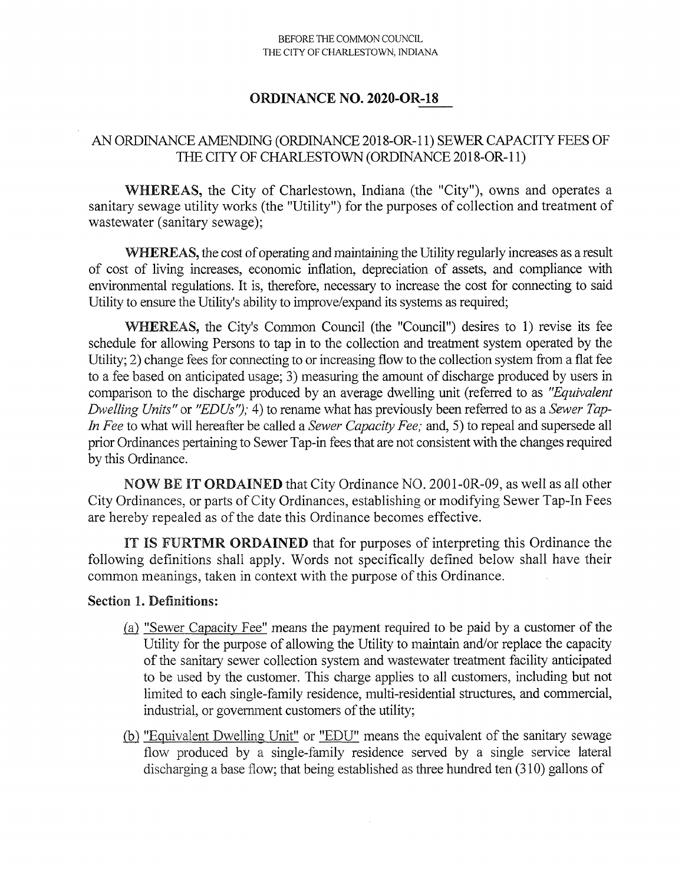BEFORE THE COMMON COUNCIL
THE CITY OF CHARLESTOWN, INDIANA

# ORDINANCE NO. 2020-OR-18

## AN ORDINANCE AMENDING (ORDINANCE 2018-OR-11) SEWER CAPACITY FEES OF THE CITY OF CHARLESTOWN (ORDINANCE 2018-OR-11)

**WHEREAS,** the City of Charlestown, Indiana (the "City"), owns and operates a sanitary sewage utility works (the "Utility") for the purposes of collection and treatment of wastewater (sanitary sewage);

**WHEREAS,** the cost of operating and maintaining the Utility regularly increases as a result of cost of living increases, economic inflation, depreciation of assets, and compliance with environmental regulations. It is, therefore, necessary to increase the cost for connecting to said Utility to ensure the Utility's ability to improve/expand its systems as required;

**WHEREAS,** the City's Common Council (the "Council") desires to 1) revise its fee schedule for allowing Persons to tap in to the collection and treatment system operated by the Utility; 2) change fees for connecting to or increasing flow to the collection system from a flat fee to a fee based on anticipated usage; 3) measuring the amount of discharge produced by users in comparison to the discharge produced by an average dwelling unit (referred to as *"Equivalent Dwelling Units"* or *"EDUs")*; 4) to rename what has previously been referred to as a *Sewer Tap-In Fee* to what will hereafter be called a *Sewer Capacity Fee;* and, 5) to repeal and supersede all prior Ordinances pertaining to Sewer Tap-in fees that are not consistent with the changes required by this Ordinance.

**NOW BE IT ORDAINED** that City Ordinance NO. 2001-0R-09, as well as all other City Ordinances, or parts of City Ordinances, establishing or modifying Sewer Tap-In Fees are hereby repealed as of the date this Ordinance becomes effective.

**IT IS FURTMR ORDAINED** that for purposes of interpreting this Ordinance the following definitions shall apply. Words not specifically defined below shall have their common meanings, taken in context with the purpose of this Ordinance.

**Section 1. Definitions:**

(a) "Sewer Capacity Fee" means the payment required to be paid by a customer of the Utility for the purpose of allowing the Utility to maintain and/or replace the capacity of the sanitary sewer collection system and wastewater treatment facility anticipated to be used by the customer. This charge applies to all customers, including but not limited to each single-family residence, multi-residential structures, and commercial, industrial, or government customers of the utility;

(b) "Equivalent Dwelling Unit" or "EDU" means the equivalent of the sanitary sewage flow produced by a single-family residence served by a single service lateral discharging a base flow; that being established as three hundred ten (310) gallons of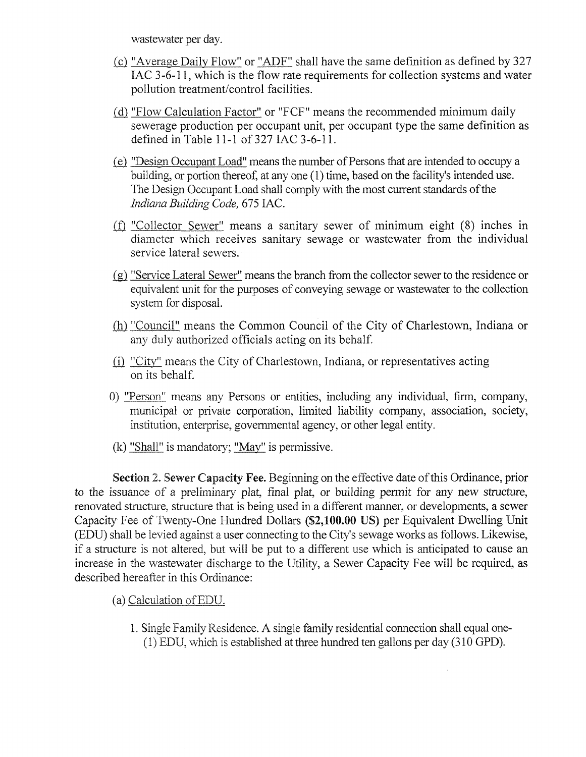wastewater per day.

(c) "Average Daily Flow" or "ADF" shall have the same definition as defined by 327 IAC 3-6-11, which is the flow rate requirements for collection systems and water pollution treatment/control facilities.

(d) "Flow Calculation Factor" or "FCF" means the recommended minimum daily sewerage production per occupant unit, per occupant type the same definition as defined in Table 11-1 of 327 IAC 3-6-11.

(e) "Design Occupant Load" means the number of Persons that are intended to occupy a building, or portion thereof, at any one (1) time, based on the facility's intended use. The Design Occupant Load shall comply with the most current standards of the *Indiana Building Code,* 675 IAC.

(f) "Collector Sewer" means a sanitary sewer of minimum eight (8) inches in diameter which receives sanitary sewage or wastewater from the individual service lateral sewers.

(g) "Service Lateral Sewer" means the branch from the collector sewer to the residence or equivalent unit for the purposes of conveying sewage or wastewater to the collection system for disposal.

(h) "Council" means the Common Council of the City of Charlestown, Indiana or any duly authorized officials acting on its behalf.

(i) "City" means the City of Charlestown, Indiana, or representatives acting on its behalf.

0) "Person" means any Persons or entities, including any individual, firm, company, municipal or private corporation, limited liability company, association, society, institution, enterprise, governmental agency, or other legal entity.

(k) "Shall" is mandatory; "May" is permissive.

**Section 2. Sewer Capacity Fee.** Beginning on the effective date of this Ordinance, prior to the issuance of a preliminary plat, final plat, or building permit for any new structure, renovated structure, structure that is being used in a different manner, or developments, a sewer Capacity Fee of Twenty-One Hundred Dollars **($2,100.00 US)** per Equivalent Dwelling Unit (EDU) shall be levied against a user connecting to the City's sewage works as follows. Likewise, if a structure is not altered, but will be put to a different use which is anticipated to cause an increase in the wastewater discharge to the Utility, a Sewer Capacity Fee will be required, as described hereafter in this Ordinance:

(a) Calculation of EDU.

1. Single Family Residence. A single family residential connection shall equal one-(1) EDU, which is established at three hundred ten gallons per day (310 GPD).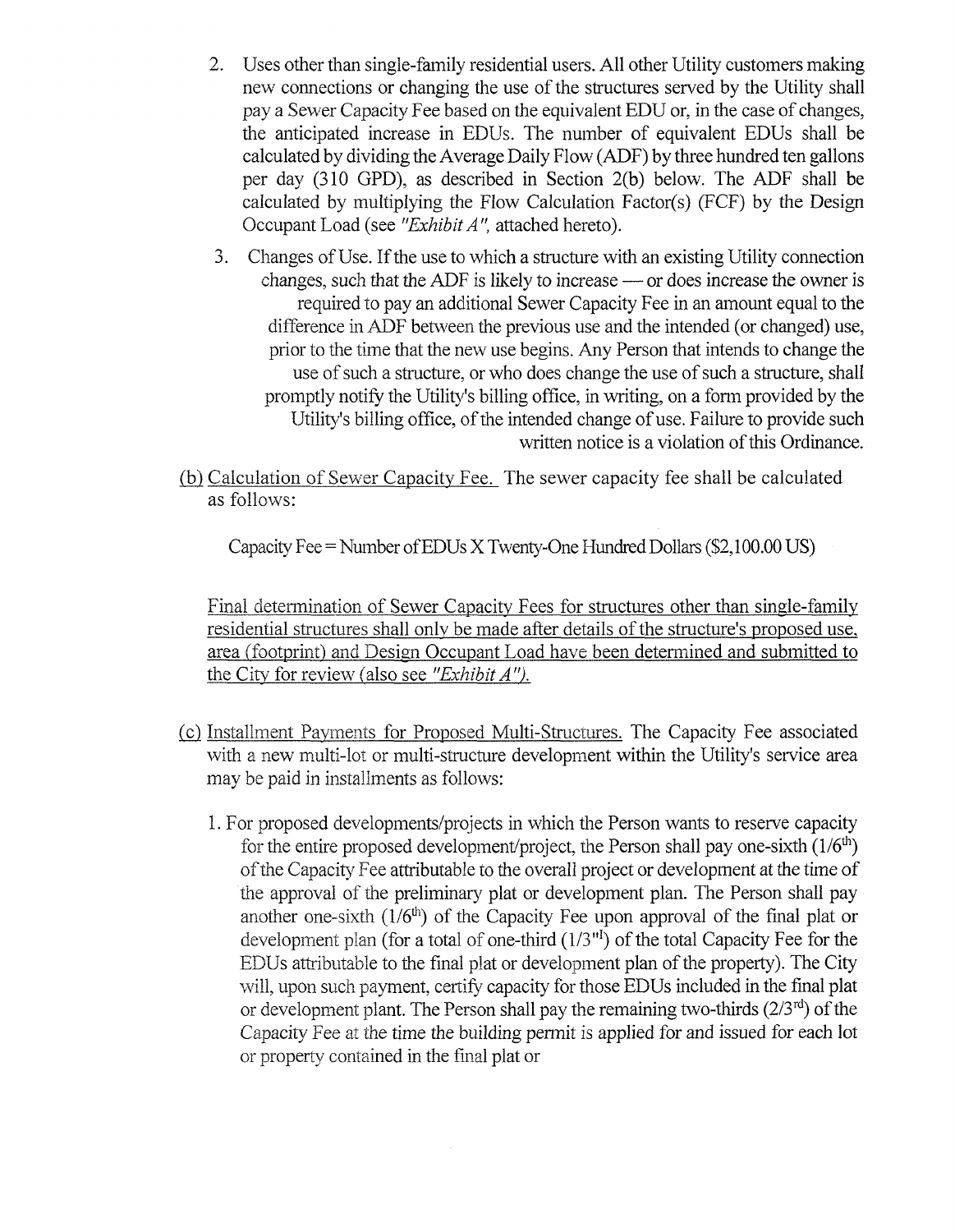2. Uses other than single-family residential users. All other Utility customers making new connections or changing the use of the structures served by the Utility shall pay a Sewer Capacity Fee based on the equivalent EDU or, in the case of changes, the anticipated increase in EDUs. The number of equivalent EDUs shall be calculated by dividing the Average Daily Flow (ADF) by three hundred ten gallons per day (310 GPD), as described in Section 2(b) below. The ADF shall be calculated by multiplying the Flow Calculation Factor(s) (FCF) by the Design Occupant Load (see *"Exhibit A"*, attached hereto).

3. Changes of Use. If the use to which a structure with an existing Utility connection changes, such that the ADF is likely to increase — or does increase the owner is required to pay an additional Sewer Capacity Fee in an amount equal to the difference in ADF between the previous use and the intended (or changed) use, prior to the time that the new use begins. Any Person that intends to change the use of such a structure, or who does change the use of such a structure, shall promptly notify the Utility's billing office, in writing, on a form provided by the Utility's billing office, of the intended change of use. Failure to provide such written notice is a violation of this Ordinance.

(b) Calculation of Sewer Capacity Fee. The sewer capacity fee shall be calculated as follows:

Capacity Fee = Number of EDUs X Twenty-One Hundred Dollars ($2,100.00 US)

Final determination of Sewer Capacity Fees for structures other than single-family residential structures shall only be made after details of the structure's proposed use, area (footprint) and Design Occupant Load have been determined and submitted to the City for review (also see *"Exhibit A"*).

(c) Installment Payments for Proposed Multi-Structures. The Capacity Fee associated with a new multi-lot or multi-structure development within the Utility's service area may be paid in installments as follows:

1. For proposed developments/projects in which the Person wants to reserve capacity for the entire proposed development/project, the Person shall pay one-sixth ($1/6^{th}$) of the Capacity Fee attributable to the overall project or development at the time of the approval of the preliminary plat or development plan. The Person shall pay another one-sixth ($1/6^{th}$) of the Capacity Fee upon approval of the final plat or development plan (for a total of one-third ($1/3^{rd}$) of the total Capacity Fee for the EDUs attributable to the final plat or development plan of the property). The City will, upon such payment, certify capacity for those EDUs included in the final plat or development plant. The Person shall pay the remaining two-thirds ($2/3^{rd}$) of the Capacity Fee at the time the building permit is applied for and issued for each lot or property contained in the final plat or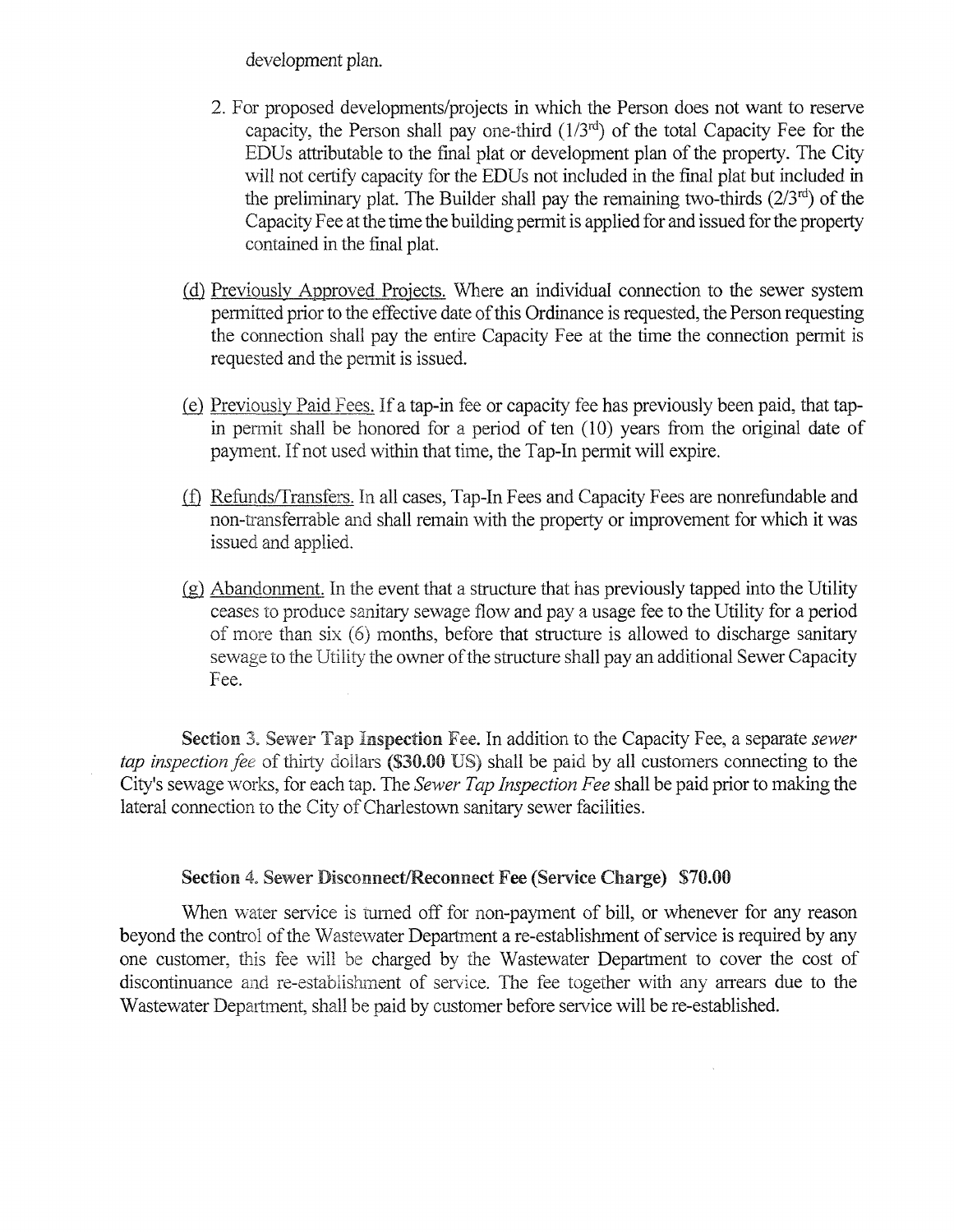development plan.

2. For proposed developments/projects in which the Person does not want to reserve capacity, the Person shall pay one-third ($1/3^{rd}$) of the total Capacity Fee for the EDUs attributable to the final plat or development plan of the property. The City will not certify capacity for the EDUs not included in the final plat but included in the preliminary plat. The Builder shall pay the remaining two-thirds ($2/3^{rd}$) of the Capacity Fee at the time the building permit is applied for and issued for the property contained in the final plat.

(d) Previously Approved Projects. Where an individual connection to the sewer system permitted prior to the effective date of this Ordinance is requested, the Person requesting the connection shall pay the entire Capacity Fee at the time the connection permit is requested and the permit is issued.

(e) Previously Paid Fees. If a tap-in fee or capacity fee has previously been paid, that tap-in permit shall be honored for a period of ten (10) years from the original date of payment. If not used within that time, the Tap-In permit will expire.

(f) Refunds/Transfers. In all cases, Tap-In Fees and Capacity Fees are nonrefundable and non-transferrable and shall remain with the property or improvement for which it was issued and applied.

(g) Abandonment. In the event that a structure that has previously tapped into the Utility ceases to produce sanitary sewage flow and pay a usage fee to the Utility for a period of more than six (6) months, before that structure is allowed to discharge sanitary sewage to the Utility the owner of the structure shall pay an additional Sewer Capacity Fee.

**Section 3. Sewer Tap Inspection Fee.** In addition to the Capacity Fee, a separate *sewer tap inspection fee* of thirty dollars **($30.00 US)** shall be paid by all customers connecting to the City's sewage works, for each tap. The *Sewer Tap Inspection Fee* shall be paid prior to making the lateral connection to the City of Charlestown sanitary sewer facilities.

**Section 4. Sewer Disconnect/Reconnect Fee (Service Charge) $70.00**

When water service is turned off for non-payment of bill, or whenever for any reason beyond the control of the Wastewater Department a re-establishment of service is required by any one customer, this fee will be charged by the Wastewater Department to cover the cost of discontinuance and re-establishment of service. The fee together with any arrears due to the Wastewater Department, shall be paid by customer before service will be re-established.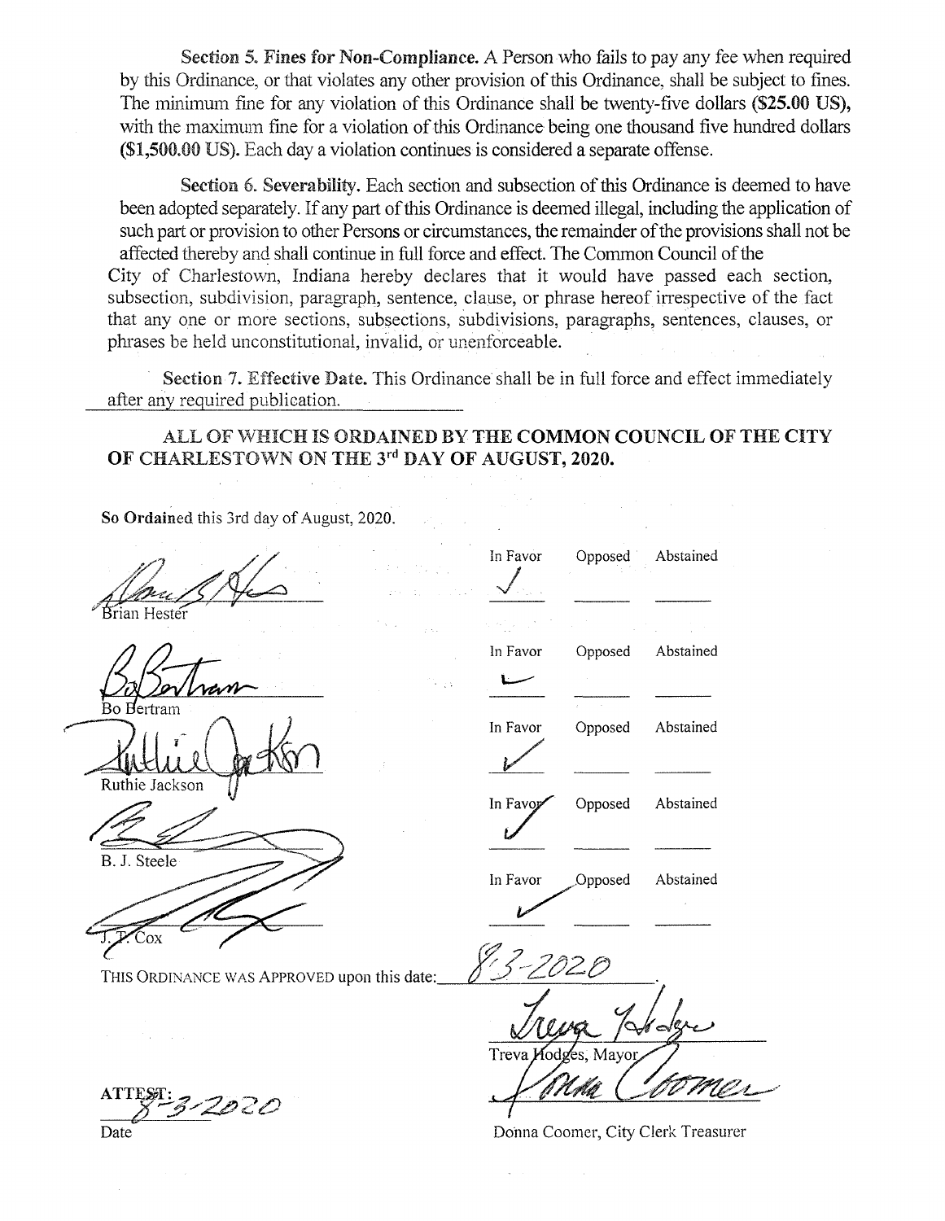**Section 5. Fines for Non-Compliance.** A Person who fails to pay any fee when required by this Ordinance, or that violates any other provision of this Ordinance, shall be subject to fines. The minimum fine for any violation of this Ordinance shall be twenty-five dollars **($25.00 US),** with the maximum fine for a violation of this Ordinance being one thousand five hundred dollars **($1,500.00 US).** Each day a violation continues is considered a separate offense.

**Section 6. Severability.** Each section and subsection of this Ordinance is deemed to have been adopted separately. If any part of this Ordinance is deemed illegal, including the application of such part or provision to other Persons or circumstances, the remainder of the provisions shall not be affected thereby and shall continue in full force and effect. The Common Council of the City of Charlestown, Indiana hereby declares that it would have passed each section, subsection, subdivision, paragraph, sentence, clause, or phrase hereof irrespective of the fact that any one or more sections, subsections, subdivisions, paragraphs, sentences, clauses, or phrases be held unconstitutional, invalid, or unenforceable.

**Section 7. Effective Date.** This Ordinance shall be in full force and effect immediately after any required publication.

**ALL OF WHICH IS ORDAINED BY THE COMMON COUNCIL OF THE CITY OF CHARLESTOWN ON THE 3rd DAY OF AUGUST, 2020.**

**So Ordained** this 3rd day of August, 2020.

| Council Member | In Favor | Opposed | Abstained |
| --- | --- | --- | --- |
| Brian Hester | ✓ | | |
| Bo Bertram | ✓ | | |
| Ruthie Jackson | ✓ | | |
| B. J. Steele | ✓ | | |
| J. T. Cox | ✓ | | |

THIS ORDINANCE WAS APPROVED upon this date: 8-3-2020.

Treva Hodges, Mayor

ATTEST: 8-3-2020

Date

Donna Coomer, City Clerk Treasurer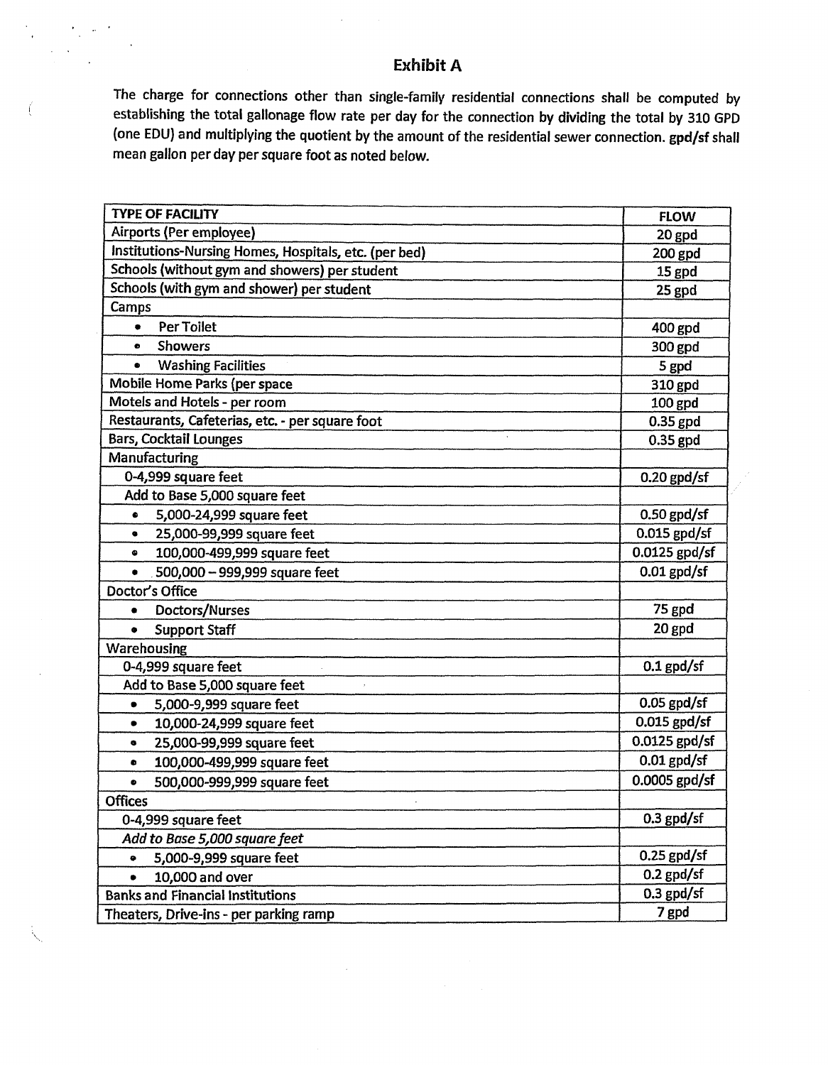## Exhibit A

The charge for connections other than single-family residential connections shall be computed by establishing the total gallonage flow rate per day for the connection by dividing the total by 310 GPD (one EDU) and multiplying the quotient by the amount of the residential sewer connection. **gpd/sf** shall mean gallon per day per square foot as noted below.

| TYPE OF FACILITY | FLOW |
| --- | --- |
| Airports (Per employee) | 20 gpd |
| Institutions-Nursing Homes, Hospitals, etc. (per bed) | 200 gpd |
| Schools (without gym and showers) per student | 15 gpd |
| Schools (with gym and shower) per student | 25 gpd |
| Camps | |
| • Per Toilet | 400 gpd |
| • Showers | 300 gpd |
| • Washing Facilities | 5 gpd |
| Mobile Home Parks (per space | 310 gpd |
| Motels and Hotels - per room | 100 gpd |
| Restaurants, Cafeterias, etc. - per square foot | 0.35 gpd |
| Bars, Cocktail Lounges | 0.35 gpd |
| Manufacturing | |
| 0-4,999 square feet | 0.20 gpd/sf |
| Add to Base 5,000 square feet | |
| • 5,000-24,999 square feet | 0.50 gpd/sf |
| • 25,000-99,999 square feet | 0.015 gpd/sf |
| • 100,000-499,999 square feet | 0.0125 gpd/sf |
| • 500,000 – 999,999 square feet | 0.01 gpd/sf |
| Doctor's Office | |
| • Doctors/Nurses | 75 gpd |
| • Support Staff | 20 gpd |
| Warehousing | |
| 0-4,999 square feet | 0.1 gpd/sf |
| Add to Base 5,000 square feet | |
| • 5,000-9,999 square feet | 0.05 gpd/sf |
| • 10,000-24,999 square feet | 0.015 gpd/sf |
| • 25,000-99,999 square feet | 0.0125 gpd/sf |
| • 100,000-499,999 square feet | 0.01 gpd/sf |
| • 500,000-999,999 square feet | 0.0005 gpd/sf |
| Offices | |
| 0-4,999 square feet | 0.3 gpd/sf |
| *Add to Base 5,000 square feet* | |
| • 5,000-9,999 square feet | 0.25 gpd/sf |
| • 10,000 and over | 0.2 gpd/sf |
| Banks and Financial Institutions | 0.3 gpd/sf |
| Theaters, Drive-ins - per parking ramp | 7 gpd |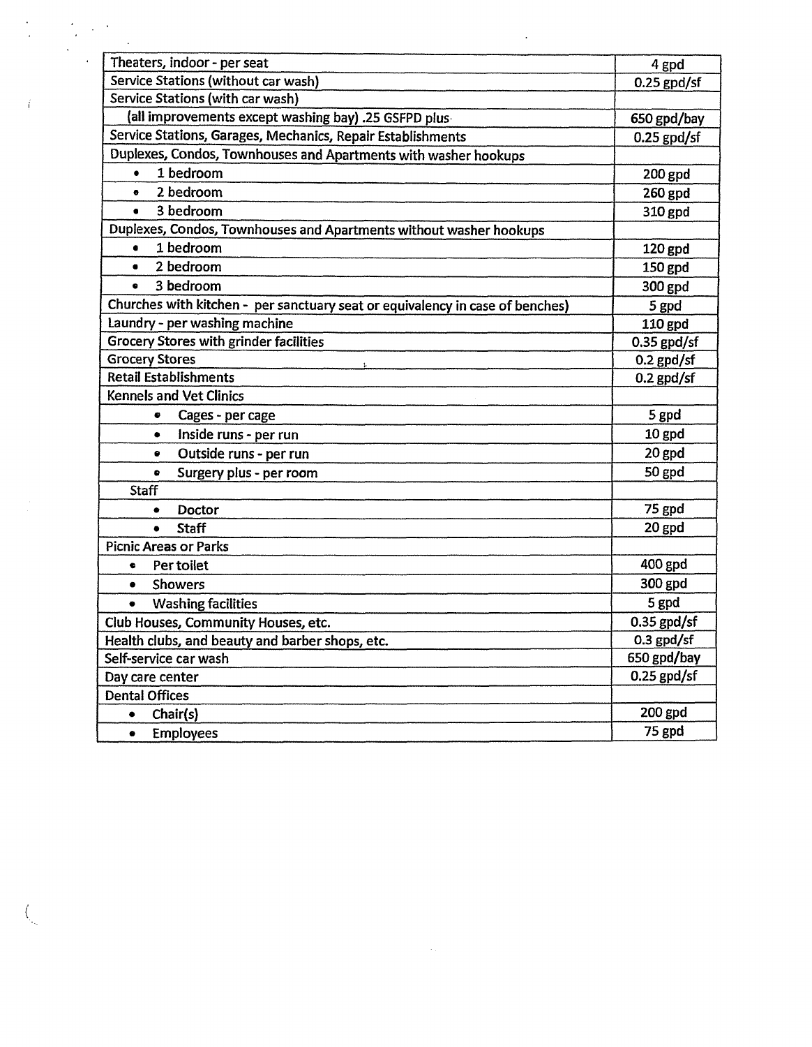| | |
|---|---|
| Theaters, indoor - per seat | 4 gpd |
| Service Stations (without car wash) | 0.25 gpd/sf |
| Service Stations (with car wash) | |
| (all improvements except washing bay) .25 GSFPD plus | 650 gpd/bay |
| Service Stations, Garages, Mechanics, Repair Establishments | 0.25 gpd/sf |
| Duplexes, Condos, Townhouses and Apartments with washer hookups | |
| • 1 bedroom | 200 gpd |
| • 2 bedroom | 260 gpd |
| • 3 bedroom | 310 gpd |
| Duplexes, Condos, Townhouses and Apartments without washer hookups | |
| • 1 bedroom | 120 gpd |
| • 2 bedroom | 150 gpd |
| • 3 bedroom | 300 gpd |
| Churches with kitchen - per sanctuary seat or equivalency in case of benches) | 5 gpd |
| Laundry - per washing machine | 110 gpd |
| Grocery Stores with grinder facilities | 0.35 gpd/sf |
| Grocery Stores | 0.2 gpd/sf |
| Retail Establishments | 0.2 gpd/sf |
| Kennels and Vet Clinics | |
| • Cages - per cage | 5 gpd |
| • Inside runs - per run | 10 gpd |
| • Outside runs - per run | 20 gpd |
| • Surgery plus - per room | 50 gpd |
| Staff | |
| • Doctor | 75 gpd |
| • Staff | 20 gpd |
| Picnic Areas or Parks | |
| • Per toilet | 400 gpd |
| • Showers | 300 gpd |
| • Washing facilities | 5 gpd |
| Club Houses, Community Houses, etc. | 0.35 gpd/sf |
| Health clubs, and beauty and barber shops, etc. | 0.3 gpd/sf |
| Self-service car wash | 650 gpd/bay |
| Day care center | 0.25 gpd/sf |
| Dental Offices | |
| • Chair(s) | 200 gpd |
| • Employees | 75 gpd |